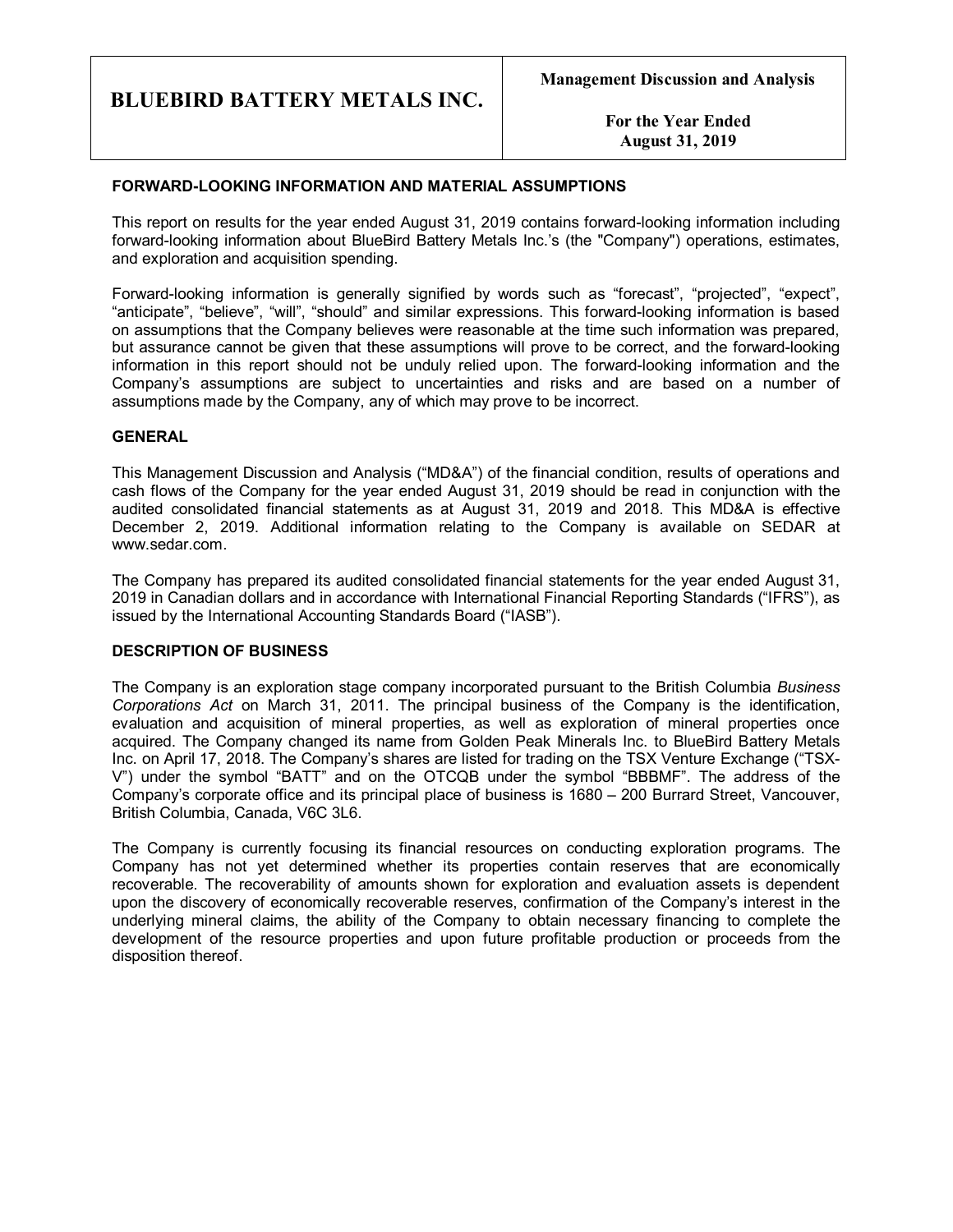# BLUEBIRD BATTERY METALS INC.

**Management Discussion and Analysis**

**For the Year Ended August 31, 2019**

## FORWARD-LOOKING INFORMATION AND MATERIAL ASSUMPTIONS

This report on results for the year ended August 31, 2019 contains forward-looking information including forward-looking information about BlueBird Battery Metals Inc.'s (the "Company") operations, estimates, and exploration and acquisition spending.

Forward-looking information is generally signified by words such as "forecast", "projected", "expect", "anticipate", "believe", "will", "should" and similar expressions. This forward-looking information is based on assumptions that the Company believes were reasonable at the time such information was prepared, but assurance cannot be given that these assumptions will prove to be correct, and the forward-looking information in this report should not be unduly relied upon. The forward-looking information and the Company's assumptions are subject to uncertainties and risks and are based on a number of assumptions made by the Company, any of which may prove to be incorrect.

## GENERAL

This Management Discussion and Analysis ("MD&A") of the financial condition, results of operations and cash flows of the Company for the year ended August 31, 2019 should be read in conjunction with the audited consolidated financial statements as at August 31, 2019 and 2018. This MD&A is effective December 2, 2019. Additional information relating to the Company is available on SEDAR at www.sedar.com.

The Company has prepared its audited consolidated financial statements for the year ended August 31, 2019 in Canadian dollars and in accordance with International Financial Reporting Standards ("IFRS"), as issued by the International Accounting Standards Board ("IASB").

## DESCRIPTION OF BUSINESS

The Company is an exploration stage company incorporated pursuant to the British Columbia *Business Corporations Act* on March 31, 2011. The principal business of the Company is the identification, evaluation and acquisition of mineral properties, as well as exploration of mineral properties once acquired. The Company changed its name from Golden Peak Minerals Inc. to BlueBird Battery Metals Inc. on April 17, 2018. The Company's shares are listed for trading on the TSX Venture Exchange ("TSX-V") under the symbol "BATT" and on the OTCQB under the symbol "BBBMF". The address of the Company's corporate office and its principal place of business is 1680 – 200 Burrard Street, Vancouver, British Columbia, Canada, V6C 3L6.

The Company is currently focusing its financial resources on conducting exploration programs. The Company has not yet determined whether its properties contain reserves that are economically recoverable. The recoverability of amounts shown for exploration and evaluation assets is dependent upon the discovery of economically recoverable reserves, confirmation of the Company's interest in the underlying mineral claims, the ability of the Company to obtain necessary financing to complete the development of the resource properties and upon future profitable production or proceeds from the disposition thereof.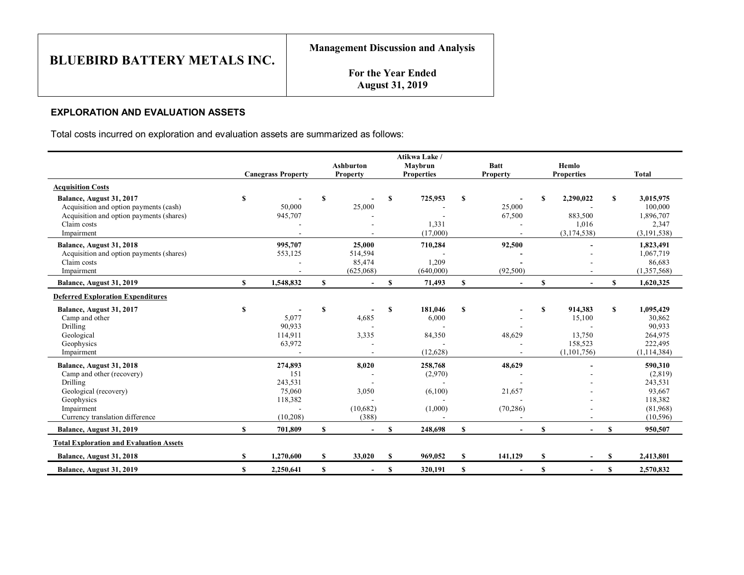## EXPLORATION AND EVALUATION ASSETS

Total costs incurred on exploration and evaluation assets are summarized as follows:

| | Canegrass Property | Ashburton Property | Atikwa Lake / Maybrun Properties | Batt Property | Hemlo Properties | Total |
|---|---|---|---|---|---|---|
| **Acquisition Costs** | | | | | | |
| **Balance, August 31, 2017** | $ - | $ - | $ 725,953 | $ - | $ 2,290,022 | $ 3,015,975 |
| Acquisition and option payments (cash) | 50,000 | 25,000 | - | 25,000 | - | 100,000 |
| Acquisition and option payments (shares) | 945,707 | - | - | 67,500 | 883,500 | 1,896,707 |
| Claim costs | - | - | 1,331 | - | 1,016 | 2,347 |
| Impairment | - | - | (17,000) | - | (3,174,538) | (3,191,538) |
| **Balance, August 31, 2018** | 995,707 | 25,000 | 710,284 | 92,500 | - | 1,823,491 |
| Acquisition and option payments (shares) | 553,125 | 514,594 | - | - | - | 1,067,719 |
| Claim costs | - | 85,474 | 1,209 | - | - | 86,683 |
| Impairment | - | (625,068) | (640,000) | (92,500) | - | (1,357,568) |
| **Balance, August 31, 2019** | $ 1,548,832 | $ - | $ 71,493 | $ - | $ - | $ 1,620,325 |
| **Deferred Exploration Expenditures** | | | | | | |
| **Balance, August 31, 2017** | $ - | $ - | $ 181,046 | $ - | $ 914,383 | $ 1,095,429 |
| Camp and other | 5,077 | 4,685 | 6,000 | - | 15,100 | 30,862 |
| Drilling | 90,933 | - | - | - | - | 90,933 |
| Geological | 114,911 | 3,335 | 84,350 | 48,629 | 13,750 | 264,975 |
| Geophysics | 63,972 | - | - | - | 158,523 | 222,495 |
| Impairment | - | - | (12,628) | - | (1,101,756) | (1,114,384) |
| **Balance, August 31, 2018** | 274,893 | 8,020 | 258,768 | 48,629 | - | 590,310 |
| Camp and other (recovery) | 151 | - | (2,970) | - | - | (2,819) |
| Drilling | 243,531 | - | - | - | - | 243,531 |
| Geological (recovery) | 75,060 | 3,050 | (6,100) | 21,657 | - | 93,667 |
| Geophysics | 118,382 | - | - | - | - | 118,382 |
| Impairment | - | (10,682) | (1,000) | (70,286) | - | (81,968) |
| Currency translation difference | (10,208) | (388) | - | - | - | (10,596) |
| **Balance, August 31, 2019** | $ 701,809 | $ - | $ 248,698 | $ - | $ - | $ 950,507 |
| **Total Exploration and Evaluation Assets** | | | | | | |
| **Balance, August 31, 2018** | $ 1,270,600 | $ 33,020 | $ 969,052 | $ 141,129 | $ - | $ 2,413,801 |
| **Balance, August 31, 2019** | $ 2,250,641 | $ - | $ 320,191 | $ - | $ - | $ 2,570,832 |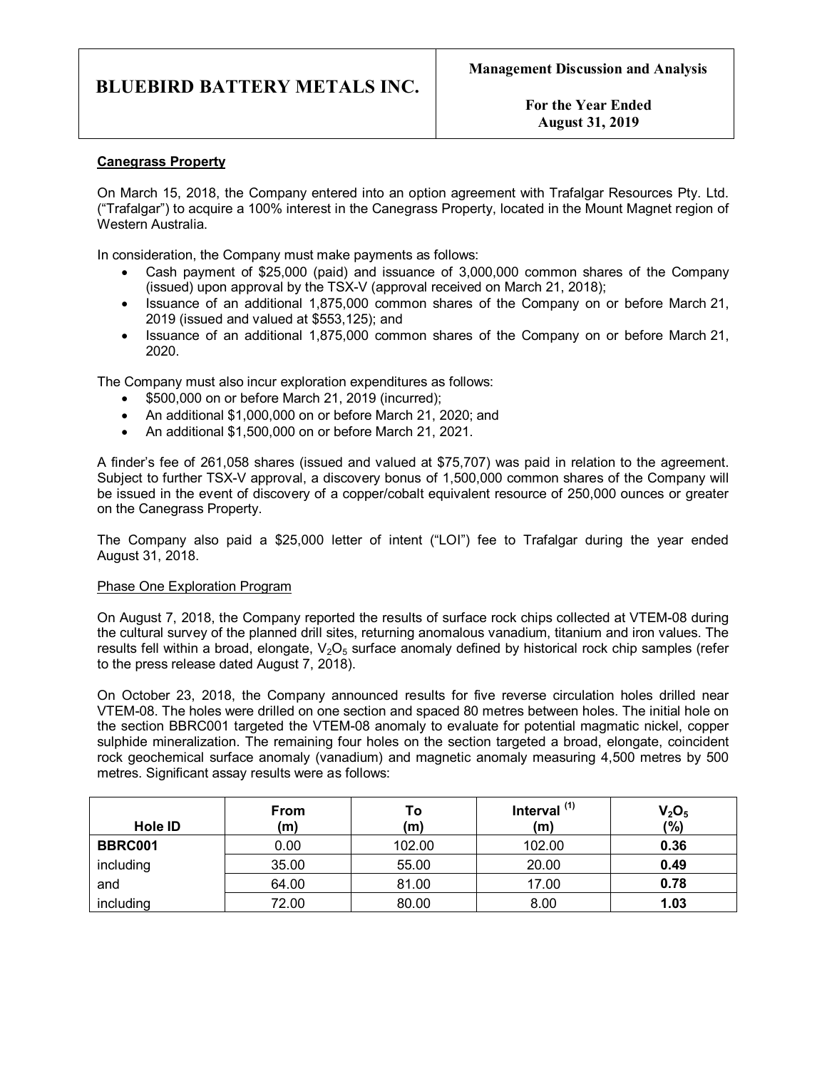**Canegrass Property**

On March 15, 2018, the Company entered into an option agreement with Trafalgar Resources Pty. Ltd. ("Trafalgar") to acquire a 100% interest in the Canegrass Property, located in the Mount Magnet region of Western Australia.

In consideration, the Company must make payments as follows:

- Cash payment of $25,000 (paid) and issuance of 3,000,000 common shares of the Company (issued) upon approval by the TSX-V (approval received on March 21, 2018);
- Issuance of an additional 1,875,000 common shares of the Company on or before March 21, 2019 (issued and valued at $553,125); and
- Issuance of an additional 1,875,000 common shares of the Company on or before March 21, 2020.

The Company must also incur exploration expenditures as follows:

- $500,000 on or before March 21, 2019 (incurred);
- An additional $1,000,000 on or before March 21, 2020; and
- An additional $1,500,000 on or before March 21, 2021.

A finder's fee of 261,058 shares (issued and valued at $75,707) was paid in relation to the agreement. Subject to further TSX-V approval, a discovery bonus of 1,500,000 common shares of the Company will be issued in the event of discovery of a copper/cobalt equivalent resource of 250,000 ounces or greater on the Canegrass Property.

The Company also paid a $25,000 letter of intent ("LOI") fee to Trafalgar during the year ended August 31, 2018.

Phase One Exploration Program

On August 7, 2018, the Company reported the results of surface rock chips collected at VTEM-08 during the cultural survey of the planned drill sites, returning anomalous vanadium, titanium and iron values. The results fell within a broad, elongate, $V_2O_5$ surface anomaly defined by historical rock chip samples (refer to the press release dated August 7, 2018).

On October 23, 2018, the Company announced results for five reverse circulation holes drilled near VTEM-08. The holes were drilled on one section and spaced 80 metres between holes. The initial hole on the section BBRC001 targeted the VTEM-08 anomaly to evaluate for potential magmatic nickel, copper sulphide mineralization. The remaining four holes on the section targeted a broad, elongate, coincident rock geochemical surface anomaly (vanadium) and magnetic anomaly measuring 4,500 metres by 500 metres. Significant assay results were as follows:

| Hole ID | From (m) | To (m) | Interval [1] (m) | $V_2O_5$ (%) |
|---|---|---|---|---|
| **BBRC001** | 0.00 | 102.00 | 102.00 | **0.36** |
| including | 35.00 | 55.00 | 20.00 | **0.49** |
| and | 64.00 | 81.00 | 17.00 | **0.78** |
| including | 72.00 | 80.00 | 8.00 | **1.03** |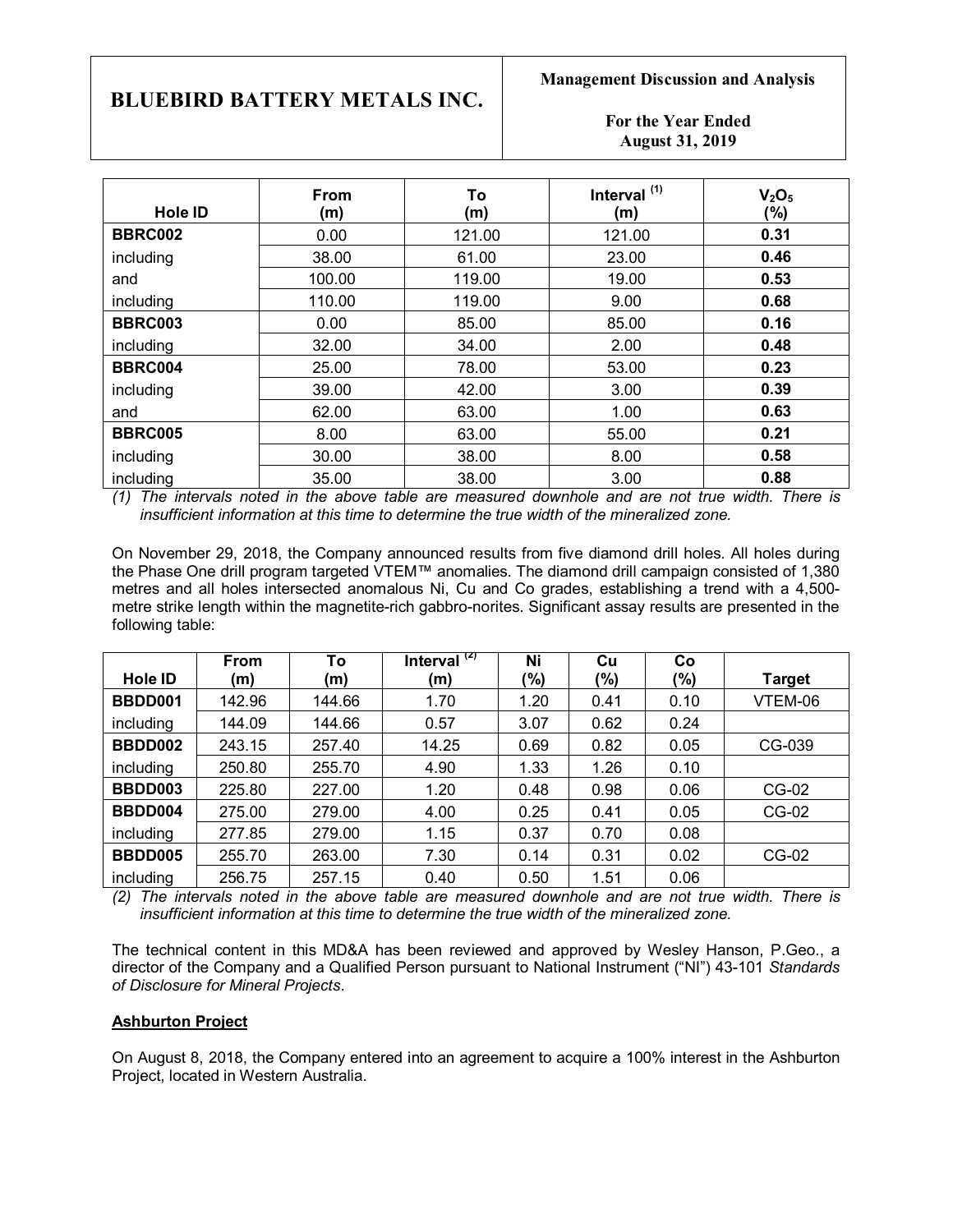| Hole ID | From (m) | To (m) | Interval [(1)] (m) | $V_2O_5$ (%) |
|---|---|---|---|---|
| **BBRC002** | 0.00 | 121.00 | 121.00 | **0.31** |
| including | 38.00 | 61.00 | 23.00 | **0.46** |
| and | 100.00 | 119.00 | 19.00 | **0.53** |
| including | 110.00 | 119.00 | 9.00 | **0.68** |
| **BBRC003** | 0.00 | 85.00 | 85.00 | **0.16** |
| including | 32.00 | 34.00 | 2.00 | **0.48** |
| **BBRC004** | 25.00 | 78.00 | 53.00 | **0.23** |
| including | 39.00 | 42.00 | 3.00 | **0.39** |
| and | 62.00 | 63.00 | 1.00 | **0.63** |
| **BBRC005** | 8.00 | 63.00 | 55.00 | **0.21** |
| including | 30.00 | 38.00 | 8.00 | **0.58** |
| including | 35.00 | 38.00 | 3.00 | **0.88** |

*(1) The intervals noted in the above table are measured downhole and are not true width. There is insufficient information at this time to determine the true width of the mineralized zone.*

On November 29, 2018, the Company announced results from five diamond drill holes. All holes during the Phase One drill program targeted VTEM™ anomalies. The diamond drill campaign consisted of 1,380 metres and all holes intersected anomalous Ni, Cu and Co grades, establishing a trend with a 4,500-metre strike length within the magnetite-rich gabbro-norites. Significant assay results are presented in the following table:

| Hole ID | From (m) | To (m) | Interval [(2)] (m) | Ni (%) | Cu (%) | Co (%) | Target |
|---|---|---|---|---|---|---|---|
| **BBDD001** | 142.96 | 144.66 | 1.70 | 1.20 | 0.41 | 0.10 | VTEM-06 |
| including | 144.09 | 144.66 | 0.57 | 3.07 | 0.62 | 0.24 | |
| **BBDD002** | 243.15 | 257.40 | 14.25 | 0.69 | 0.82 | 0.05 | CG-039 |
| including | 250.80 | 255.70 | 4.90 | 1.33 | 1.26 | 0.10 | |
| **BBDD003** | 225.80 | 227.00 | 1.20 | 0.48 | 0.98 | 0.06 | CG-02 |
| **BBDD004** | 275.00 | 279.00 | 4.00 | 0.25 | 0.41 | 0.05 | CG-02 |
| including | 277.85 | 279.00 | 1.15 | 0.37 | 0.70 | 0.08 | |
| **BBDD005** | 255.70 | 263.00 | 7.30 | 0.14 | 0.31 | 0.02 | CG-02 |
| including | 256.75 | 257.15 | 0.40 | 0.50 | 1.51 | 0.06 | |

*(2) The intervals noted in the above table are measured downhole and are not true width. There is insufficient information at this time to determine the true width of the mineralized zone.*

The technical content in this MD&A has been reviewed and approved by Wesley Hanson, P.Geo., a director of the Company and a Qualified Person pursuant to National Instrument ("NI") 43-101 *Standards of Disclosure for Mineral Projects*.

**Ashburton Project**

On August 8, 2018, the Company entered into an agreement to acquire a 100% interest in the Ashburton Project, located in Western Australia.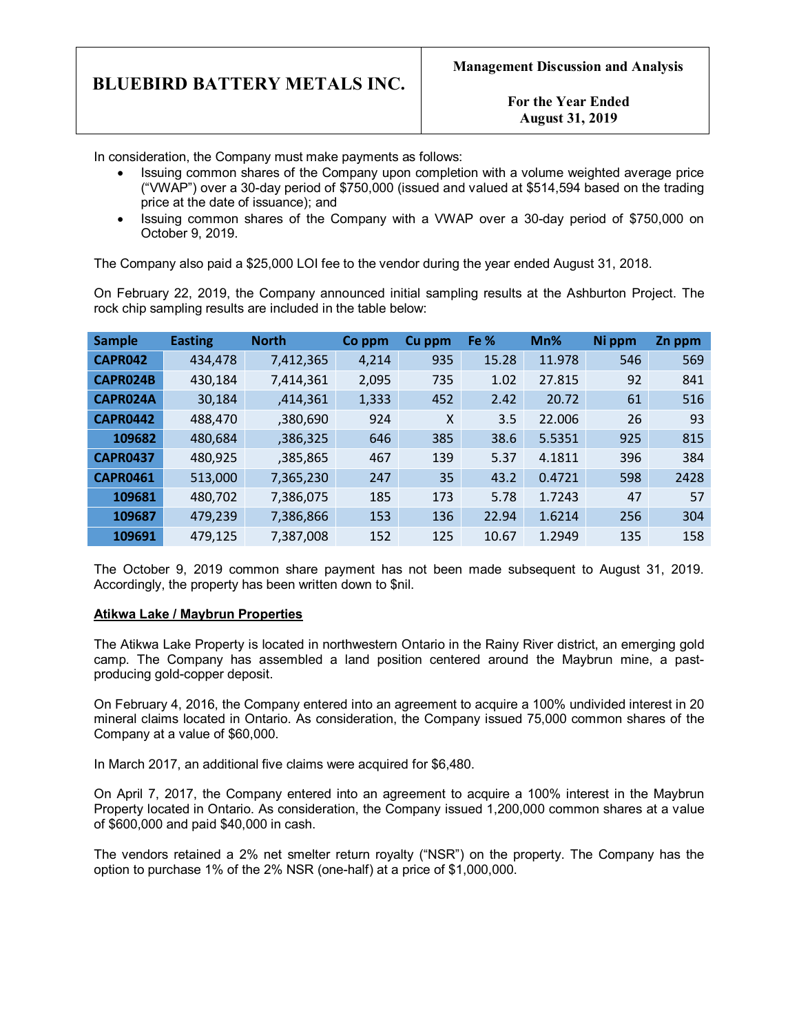In consideration, the Company must make payments as follows:

- Issuing common shares of the Company upon completion with a volume weighted average price ("VWAP") over a 30-day period of $750,000 (issued and valued at $514,594 based on the trading price at the date of issuance); and
- Issuing common shares of the Company with a VWAP over a 30-day period of $750,000 on October 9, 2019.

The Company also paid a $25,000 LOI fee to the vendor during the year ended August 31, 2018.

On February 22, 2019, the Company announced initial sampling results at the Ashburton Project. The rock chip sampling results are included in the table below:

| Sample | Easting | North | Co ppm | Cu ppm | Fe % | Mn% | Ni ppm | Zn ppm |
|---|---|---|---|---|---|---|---|---|
| CAPR042 | 434,478 | 7,412,365 | 4,214 | 935 | 15.28 | 11.978 | 546 | 569 |
| CAPR024B | 430,184 | 7,414,361 | 2,095 | 735 | 1.02 | 27.815 | 92 | 841 |
| CAPR024A | 30,184 | ,414,361 | 1,333 | 452 | 2.42 | 20.72 | 61 | 516 |
| CAPR0442 | 488,470 | ,380,690 | 924 | X | 3.5 | 22.006 | 26 | 93 |
| 109682 | 480,684 | ,386,325 | 646 | 385 | 38.6 | 5.5351 | 925 | 815 |
| CAPR0437 | 480,925 | ,385,865 | 467 | 139 | 5.37 | 4.1811 | 396 | 384 |
| CAPR0461 | 513,000 | 7,365,230 | 247 | 35 | 43.2 | 0.4721 | 598 | 2428 |
| 109681 | 480,702 | 7,386,075 | 185 | 173 | 5.78 | 1.7243 | 47 | 57 |
| 109687 | 479,239 | 7,386,866 | 153 | 136 | 22.94 | 1.6214 | 256 | 304 |
| 109691 | 479,125 | 7,387,008 | 152 | 125 | 10.67 | 1.2949 | 135 | 158 |

The October 9, 2019 common share payment has not been made subsequent to August 31, 2019. Accordingly, the property has been written down to $nil.

**Atikwa Lake / Maybrun Properties**

The Atikwa Lake Property is located in northwestern Ontario in the Rainy River district, an emerging gold camp. The Company has assembled a land position centered around the Maybrun mine, a past-producing gold-copper deposit.

On February 4, 2016, the Company entered into an agreement to acquire a 100% undivided interest in 20 mineral claims located in Ontario. As consideration, the Company issued 75,000 common shares of the Company at a value of $60,000.

In March 2017, an additional five claims were acquired for $6,480.

On April 7, 2017, the Company entered into an agreement to acquire a 100% interest in the Maybrun Property located in Ontario. As consideration, the Company issued 1,200,000 common shares at a value of $600,000 and paid $40,000 in cash.

The vendors retained a 2% net smelter return royalty ("NSR") on the property. The Company has the option to purchase 1% of the 2% NSR (one-half) at a price of $1,000,000.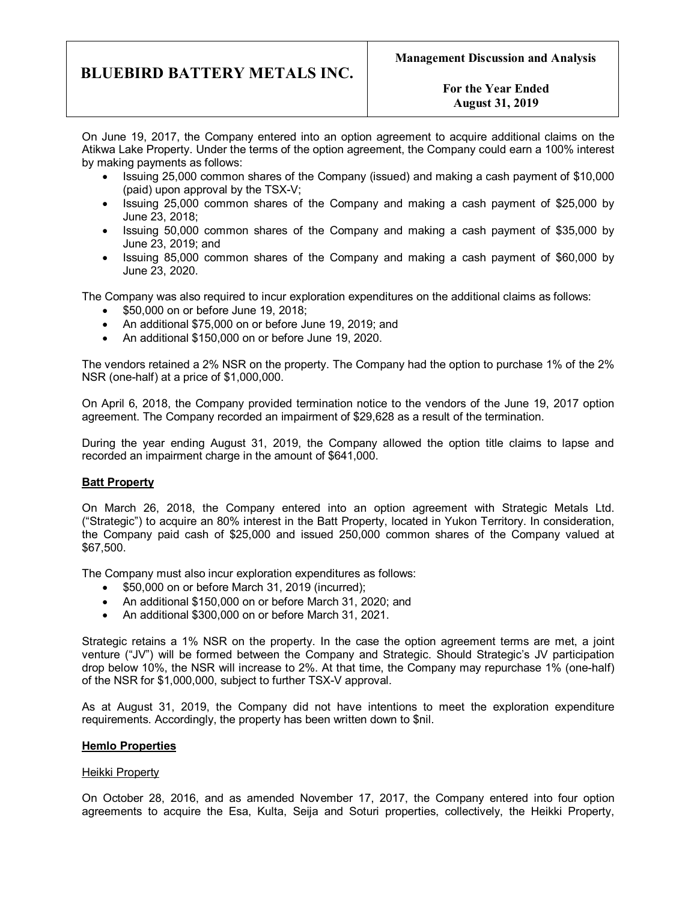On June 19, 2017, the Company entered into an option agreement to acquire additional claims on the Atikwa Lake Property. Under the terms of the option agreement, the Company could earn a 100% interest by making payments as follows:

- Issuing 25,000 common shares of the Company (issued) and making a cash payment of $10,000 (paid) upon approval by the TSX-V;
- Issuing 25,000 common shares of the Company and making a cash payment of $25,000 by June 23, 2018;
- Issuing 50,000 common shares of the Company and making a cash payment of $35,000 by June 23, 2019; and
- Issuing 85,000 common shares of the Company and making a cash payment of $60,000 by June 23, 2020.

The Company was also required to incur exploration expenditures on the additional claims as follows:

- $50,000 on or before June 19, 2018;
- An additional $75,000 on or before June 19, 2019; and
- An additional $150,000 on or before June 19, 2020.

The vendors retained a 2% NSR on the property. The Company had the option to purchase 1% of the 2% NSR (one-half) at a price of $1,000,000.

On April 6, 2018, the Company provided termination notice to the vendors of the June 19, 2017 option agreement. The Company recorded an impairment of $29,628 as a result of the termination.

During the year ending August 31, 2019, the Company allowed the option title claims to lapse and recorded an impairment charge in the amount of $641,000.

**Batt Property**

On March 26, 2018, the Company entered into an option agreement with Strategic Metals Ltd. ("Strategic") to acquire an 80% interest in the Batt Property, located in Yukon Territory. In consideration, the Company paid cash of $25,000 and issued 250,000 common shares of the Company valued at $67,500.

The Company must also incur exploration expenditures as follows:

- $50,000 on or before March 31, 2019 (incurred);
- An additional $150,000 on or before March 31, 2020; and
- An additional $300,000 on or before March 31, 2021.

Strategic retains a 1% NSR on the property. In the case the option agreement terms are met, a joint venture ("JV") will be formed between the Company and Strategic. Should Strategic's JV participation drop below 10%, the NSR will increase to 2%. At that time, the Company may repurchase 1% (one-half) of the NSR for $1,000,000, subject to further TSX-V approval.

As at August 31, 2019, the Company did not have intentions to meet the exploration expenditure requirements. Accordingly, the property has been written down to $nil.

**Hemlo Properties**

Heikki Property

On October 28, 2016, and as amended November 17, 2017, the Company entered into four option agreements to acquire the Esa, Kulta, Seija and Soturi properties, collectively, the Heikki Property,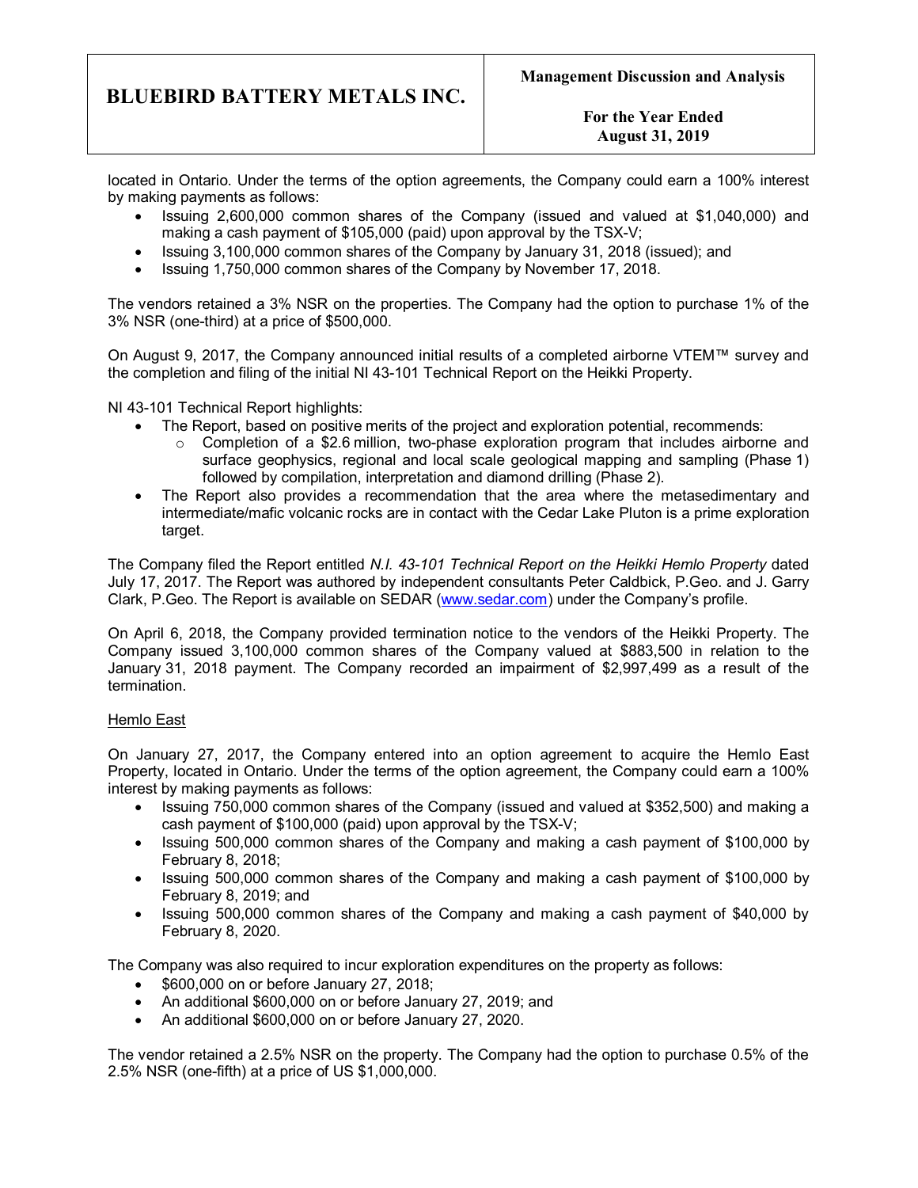located in Ontario. Under the terms of the option agreements, the Company could earn a 100% interest by making payments as follows:

- Issuing 2,600,000 common shares of the Company (issued and valued at $1,040,000) and making a cash payment of $105,000 (paid) upon approval by the TSX-V;
- Issuing 3,100,000 common shares of the Company by January 31, 2018 (issued); and
- Issuing 1,750,000 common shares of the Company by November 17, 2018.

The vendors retained a 3% NSR on the properties. The Company had the option to purchase 1% of the 3% NSR (one-third) at a price of $500,000.

On August 9, 2017, the Company announced initial results of a completed airborne VTEM™ survey and the completion and filing of the initial NI 43-101 Technical Report on the Heikki Property.

NI 43-101 Technical Report highlights:

- The Report, based on positive merits of the project and exploration potential, recommends:
  - Completion of a $2.6 million, two-phase exploration program that includes airborne and surface geophysics, regional and local scale geological mapping and sampling (Phase 1) followed by compilation, interpretation and diamond drilling (Phase 2).
- The Report also provides a recommendation that the area where the metasedimentary and intermediate/mafic volcanic rocks are in contact with the Cedar Lake Pluton is a prime exploration target.

The Company filed the Report entitled *N.I. 43-101 Technical Report on the Heikki Hemlo Property* dated July 17, 2017. The Report was authored by independent consultants Peter Caldbick, P.Geo. and J. Garry Clark, P.Geo. The Report is available on SEDAR (www.sedar.com) under the Company's profile.

On April 6, 2018, the Company provided termination notice to the vendors of the Heikki Property. The Company issued 3,100,000 common shares of the Company valued at $883,500 in relation to the January 31, 2018 payment. The Company recorded an impairment of $2,997,499 as a result of the termination.

### Hemlo East

On January 27, 2017, the Company entered into an option agreement to acquire the Hemlo East Property, located in Ontario. Under the terms of the option agreement, the Company could earn a 100% interest by making payments as follows:

- Issuing 750,000 common shares of the Company (issued and valued at $352,500) and making a cash payment of $100,000 (paid) upon approval by the TSX-V;
- Issuing 500,000 common shares of the Company and making a cash payment of $100,000 by February 8, 2018;
- Issuing 500,000 common shares of the Company and making a cash payment of $100,000 by February 8, 2019; and
- Issuing 500,000 common shares of the Company and making a cash payment of $40,000 by February 8, 2020.

The Company was also required to incur exploration expenditures on the property as follows:

- $600,000 on or before January 27, 2018;
- An additional $600,000 on or before January 27, 2019; and
- An additional $600,000 on or before January 27, 2020.

The vendor retained a 2.5% NSR on the property. The Company had the option to purchase 0.5% of the 2.5% NSR (one-fifth) at a price of US $1,000,000.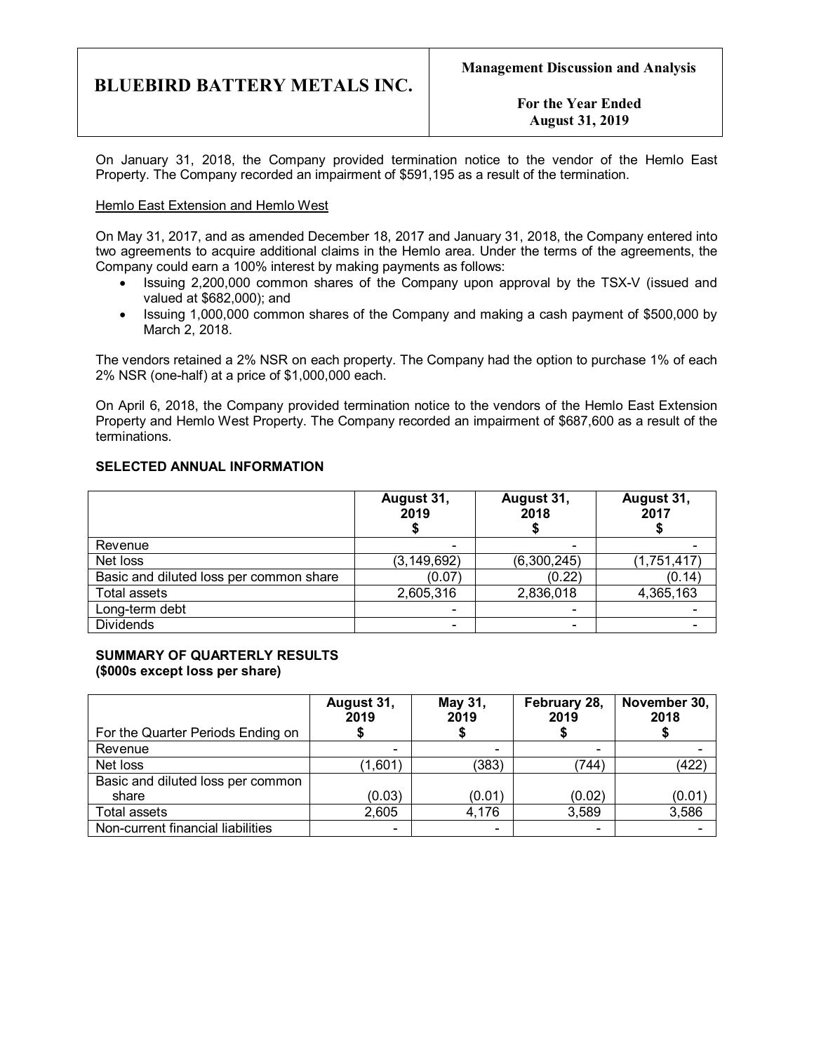On January 31, 2018, the Company provided termination notice to the vendor of the Hemlo East Property. The Company recorded an impairment of $591,195 as a result of the termination.

Hemlo East Extension and Hemlo West

On May 31, 2017, and as amended December 18, 2017 and January 31, 2018, the Company entered into two agreements to acquire additional claims in the Hemlo area. Under the terms of the agreements, the Company could earn a 100% interest by making payments as follows:

- Issuing 2,200,000 common shares of the Company upon approval by the TSX-V (issued and valued at $682,000); and
- Issuing 1,000,000 common shares of the Company and making a cash payment of $500,000 by March 2, 2018.

The vendors retained a 2% NSR on each property. The Company had the option to purchase 1% of each 2% NSR (one-half) at a price of $1,000,000 each.

On April 6, 2018, the Company provided termination notice to the vendors of the Hemlo East Extension Property and Hemlo West Property. The Company recorded an impairment of $687,600 as a result of the terminations.

## SELECTED ANNUAL INFORMATION

| | August 31, 2019 $ | August 31, 2018 $ | August 31, 2017 $ |
|---|---|---|---|
| Revenue | - | - | - |
| Net loss | (3,149,692) | (6,300,245) | (1,751,417) |
| Basic and diluted loss per common share | (0.07) | (0.22) | (0.14) |
| Total assets | 2,605,316 | 2,836,018 | 4,365,163 |
| Long-term debt | - | - | - |
| Dividends | - | - | - |

## SUMMARY OF QUARTERLY RESULTS (\$000s except loss per share)

| For the Quarter Periods Ending on | August 31, 2019 $ | May 31, 2019 $ | February 28, 2019 $ | November 30, 2018 $ |
|---|---|---|---|---|
| Revenue | - | - | - | - |
| Net loss | (1,601) | (383) | (744) | (422) |
| Basic and diluted loss per common share | (0.03) | (0.01) | (0.02) | (0.01) |
| Total assets | 2,605 | 4,176 | 3,589 | 3,586 |
| Non-current financial liabilities | - | - | - | - |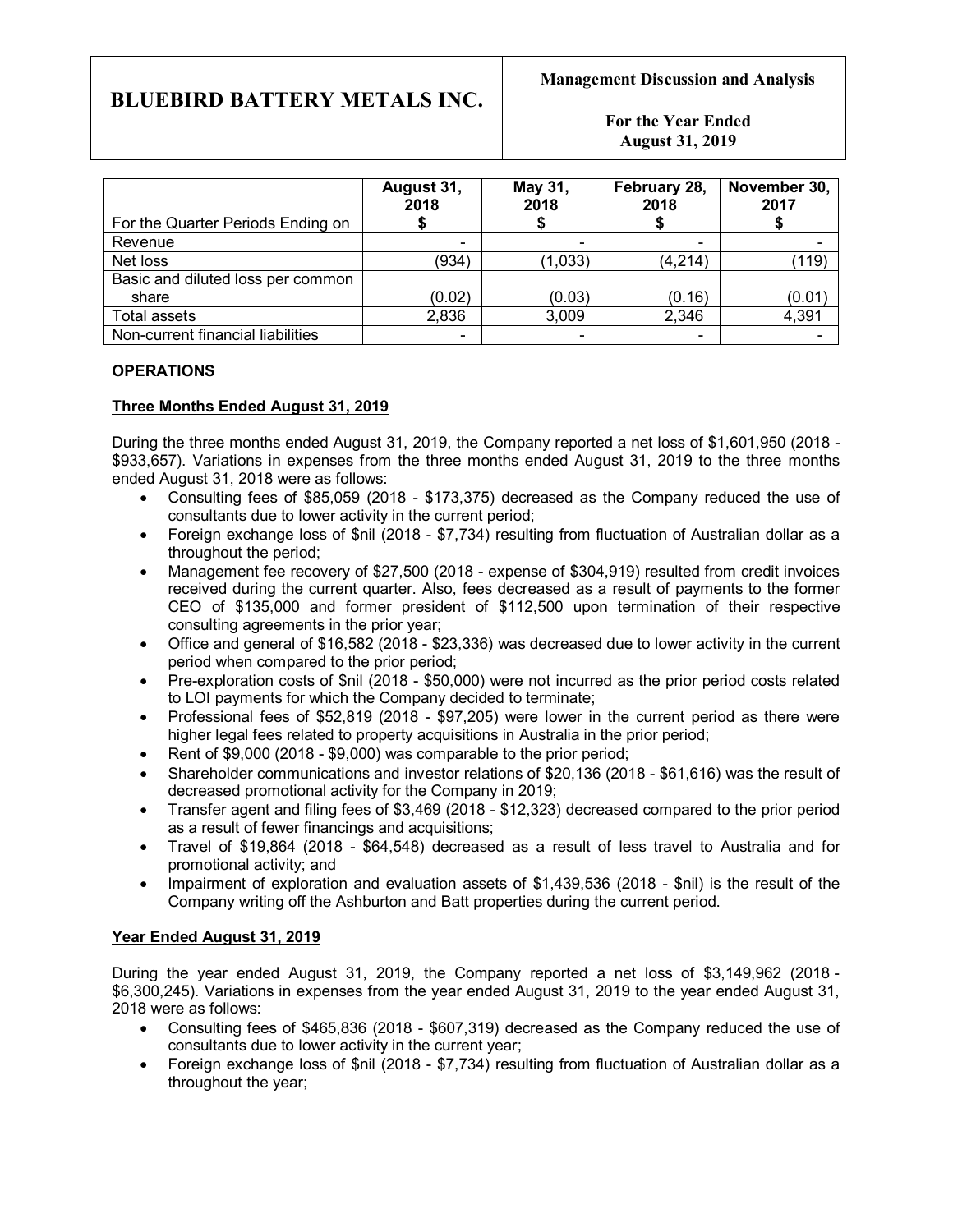| For the Quarter Periods Ending on | August 31, 2018 $ | May 31, 2018 $ | February 28, 2018 $ | November 30, 2017 $ |
|---|---|---|---|---|
| Revenue | - | - | - | - |
| Net loss | (934) | (1,033) | (4,214) | (119) |
| Basic and diluted loss per common share | (0.02) | (0.03) | (0.16) | (0.01) |
| Total assets | 2,836 | 3,009 | 2,346 | 4,391 |
| Non-current financial liabilities | - | - | - | - |

## OPERATIONS

### Three Months Ended August 31, 2019

During the three months ended August 31, 2019, the Company reported a net loss of $1,601,950 (2018 - $933,657). Variations in expenses from the three months ended August 31, 2019 to the three months ended August 31, 2018 were as follows:

- Consulting fees of $85,059 (2018 - $173,375) decreased as the Company reduced the use of consultants due to lower activity in the current period;
- Foreign exchange loss of $nil (2018 - $7,734) resulting from fluctuation of Australian dollar as a throughout the period;
- Management fee recovery of $27,500 (2018 - expense of $304,919) resulted from credit invoices received during the current quarter. Also, fees decreased as a result of payments to the former CEO of $135,000 and former president of $112,500 upon termination of their respective consulting agreements in the prior year;
- Office and general of $16,582 (2018 - $23,336) was decreased due to lower activity in the current period when compared to the prior period;
- Pre-exploration costs of $nil (2018 - $50,000) were not incurred as the prior period costs related to LOI payments for which the Company decided to terminate;
- Professional fees of $52,819 (2018 - $97,205) were lower in the current period as there were higher legal fees related to property acquisitions in Australia in the prior period;
- Rent of $9,000 (2018 - $9,000) was comparable to the prior period;
- Shareholder communications and investor relations of $20,136 (2018 - $61,616) was the result of decreased promotional activity for the Company in 2019;
- Transfer agent and filing fees of $3,469 (2018 - $12,323) decreased compared to the prior period as a result of fewer financings and acquisitions;
- Travel of $19,864 (2018 - $64,548) decreased as a result of less travel to Australia and for promotional activity; and
- Impairment of exploration and evaluation assets of $1,439,536 (2018 - $nil) is the result of the Company writing off the Ashburton and Batt properties during the current period.

### Year Ended August 31, 2019

During the year ended August 31, 2019, the Company reported a net loss of $3,149,962 (2018 - $6,300,245). Variations in expenses from the year ended August 31, 2019 to the year ended August 31, 2018 were as follows:

- Consulting fees of $465,836 (2018 - $607,319) decreased as the Company reduced the use of consultants due to lower activity in the current year;
- Foreign exchange loss of $nil (2018 - $7,734) resulting from fluctuation of Australian dollar as a throughout the year;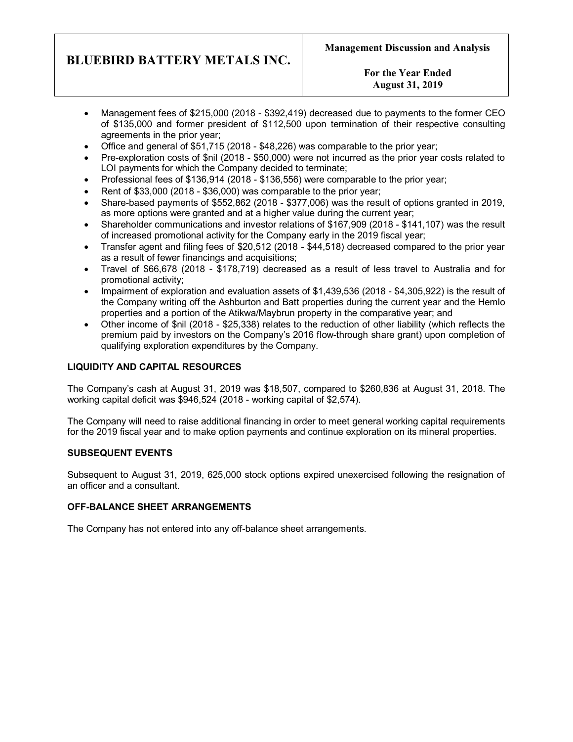- Management fees of $215,000 (2018 - $392,419) decreased due to payments to the former CEO of $135,000 and former president of $112,500 upon termination of their respective consulting agreements in the prior year;
- Office and general of $51,715 (2018 - $48,226) was comparable to the prior year;
- Pre-exploration costs of $nil (2018 - $50,000) were not incurred as the prior year costs related to LOI payments for which the Company decided to terminate;
- Professional fees of $136,914 (2018 - $136,556) were comparable to the prior year;
- Rent of $33,000 (2018 - $36,000) was comparable to the prior year;
- Share-based payments of $552,862 (2018 - $377,006) was the result of options granted in 2019, as more options were granted and at a higher value during the current year;
- Shareholder communications and investor relations of $167,909 (2018 - $141,107) was the result of increased promotional activity for the Company early in the 2019 fiscal year;
- Transfer agent and filing fees of $20,512 (2018 - $44,518) decreased compared to the prior year as a result of fewer financings and acquisitions;
- Travel of $66,678 (2018 - $178,719) decreased as a result of less travel to Australia and for promotional activity;
- Impairment of exploration and evaluation assets of $1,439,536 (2018 - $4,305,922) is the result of the Company writing off the Ashburton and Batt properties during the current year and the Hemlo properties and a portion of the Atikwa/Maybrun property in the comparative year; and
- Other income of $nil (2018 - $25,338) relates to the reduction of other liability (which reflects the premium paid by investors on the Company's 2016 flow-through share grant) upon completion of qualifying exploration expenditures by the Company.

## LIQUIDITY AND CAPITAL RESOURCES

The Company's cash at August 31, 2019 was $18,507, compared to $260,836 at August 31, 2018. The working capital deficit was $946,524 (2018 - working capital of $2,574).

The Company will need to raise additional financing in order to meet general working capital requirements for the 2019 fiscal year and to make option payments and continue exploration on its mineral properties.

## SUBSEQUENT EVENTS

Subsequent to August 31, 2019, 625,000 stock options expired unexercised following the resignation of an officer and a consultant.

## OFF-BALANCE SHEET ARRANGEMENTS

The Company has not entered into any off-balance sheet arrangements.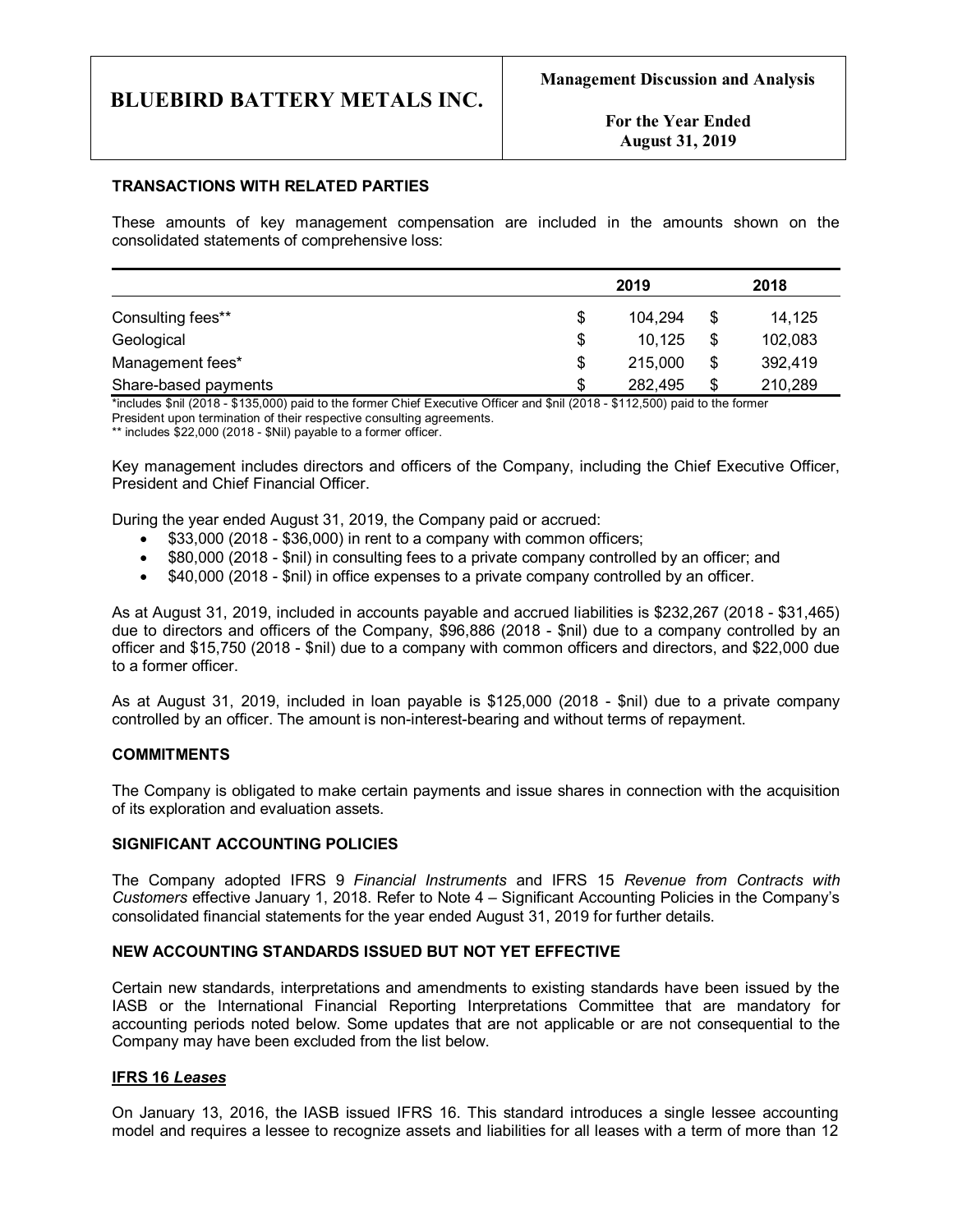### TRANSACTIONS WITH RELATED PARTIES

These amounts of key management compensation are included in the amounts shown on the consolidated statements of comprehensive loss:

| | 2019 | 2018 |
|---|---|---|
| Consulting fees** | $ 104,294 | $ 14,125 |
| Geological | $ 10,125 | $ 102,083 |
| Management fees* | $ 215,000 | $ 392,419 |
| Share-based payments | $ 282,495 | $ 210,289 |

*includes $nil (2018 - $135,000) paid to the former Chief Executive Officer and $nil (2018 - $112,500) paid to the former President upon termination of their respective consulting agreements.
** includes $22,000 (2018 - $Nil) payable to a former officer.

Key management includes directors and officers of the Company, including the Chief Executive Officer, President and Chief Financial Officer.

During the year ended August 31, 2019, the Company paid or accrued:

- $33,000 (2018 - $36,000) in rent to a company with common officers;
- $80,000 (2018 - $nil) in consulting fees to a private company controlled by an officer; and
- $40,000 (2018 - $nil) in office expenses to a private company controlled by an officer.

As at August 31, 2019, included in accounts payable and accrued liabilities is $232,267 (2018 - $31,465) due to directors and officers of the Company, $96,886 (2018 - $nil) due to a company controlled by an officer and $15,750 (2018 - $nil) due to a company with common officers and directors, and $22,000 due to a former officer.

As at August 31, 2019, included in loan payable is $125,000 (2018 - $nil) due to a private company controlled by an officer. The amount is non-interest-bearing and without terms of repayment.

### COMMITMENTS

The Company is obligated to make certain payments and issue shares in connection with the acquisition of its exploration and evaluation assets.

### SIGNIFICANT ACCOUNTING POLICIES

The Company adopted IFRS 9 *Financial Instruments* and IFRS 15 *Revenue from Contracts with Customers* effective January 1, 2018. Refer to Note 4 – Significant Accounting Policies in the Company's consolidated financial statements for the year ended August 31, 2019 for further details.

### NEW ACCOUNTING STANDARDS ISSUED BUT NOT YET EFFECTIVE

Certain new standards, interpretations and amendments to existing standards have been issued by the IASB or the International Financial Reporting Interpretations Committee that are mandatory for accounting periods noted below. Some updates that are not applicable or are not consequential to the Company may have been excluded from the list below.

#### IFRS 16 *Leases*

On January 13, 2016, the IASB issued IFRS 16. This standard introduces a single lessee accounting model and requires a lessee to recognize assets and liabilities for all leases with a term of more than 12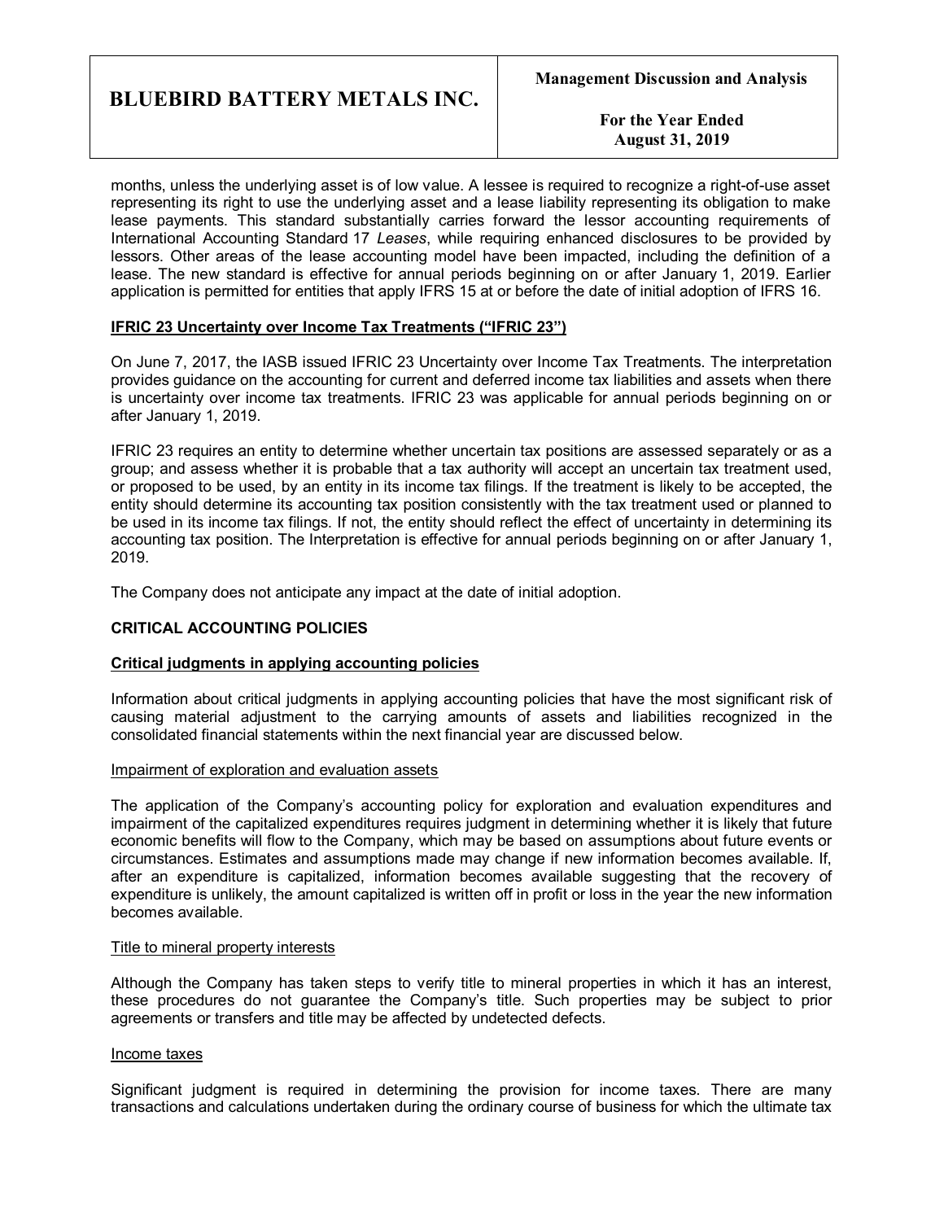months, unless the underlying asset is of low value. A lessee is required to recognize a right-of-use asset representing its right to use the underlying asset and a lease liability representing its obligation to make lease payments. This standard substantially carries forward the lessor accounting requirements of International Accounting Standard 17 *Leases*, while requiring enhanced disclosures to be provided by lessors. Other areas of the lease accounting model have been impacted, including the definition of a lease. The new standard is effective for annual periods beginning on or after January 1, 2019. Earlier application is permitted for entities that apply IFRS 15 at or before the date of initial adoption of IFRS 16.

**IFRIC 23 Uncertainty over Income Tax Treatments ("IFRIC 23")**

On June 7, 2017, the IASB issued IFRIC 23 Uncertainty over Income Tax Treatments. The interpretation provides guidance on the accounting for current and deferred income tax liabilities and assets when there is uncertainty over income tax treatments. IFRIC 23 was applicable for annual periods beginning on or after January 1, 2019.

IFRIC 23 requires an entity to determine whether uncertain tax positions are assessed separately or as a group; and assess whether it is probable that a tax authority will accept an uncertain tax treatment used, or proposed to be used, by an entity in its income tax filings. If the treatment is likely to be accepted, the entity should determine its accounting tax position consistently with the tax treatment used or planned to be used in its income tax filings. If not, the entity should reflect the effect of uncertainty in determining its accounting tax position. The Interpretation is effective for annual periods beginning on or after January 1, 2019.

The Company does not anticipate any impact at the date of initial adoption.

## CRITICAL ACCOUNTING POLICIES

**Critical judgments in applying accounting policies**

Information about critical judgments in applying accounting policies that have the most significant risk of causing material adjustment to the carrying amounts of assets and liabilities recognized in the consolidated financial statements within the next financial year are discussed below.

Impairment of exploration and evaluation assets

The application of the Company's accounting policy for exploration and evaluation expenditures and impairment of the capitalized expenditures requires judgment in determining whether it is likely that future economic benefits will flow to the Company, which may be based on assumptions about future events or circumstances. Estimates and assumptions made may change if new information becomes available. If, after an expenditure is capitalized, information becomes available suggesting that the recovery of expenditure is unlikely, the amount capitalized is written off in profit or loss in the year the new information becomes available.

Title to mineral property interests

Although the Company has taken steps to verify title to mineral properties in which it has an interest, these procedures do not guarantee the Company's title. Such properties may be subject to prior agreements or transfers and title may be affected by undetected defects.

Income taxes

Significant judgment is required in determining the provision for income taxes. There are many transactions and calculations undertaken during the ordinary course of business for which the ultimate tax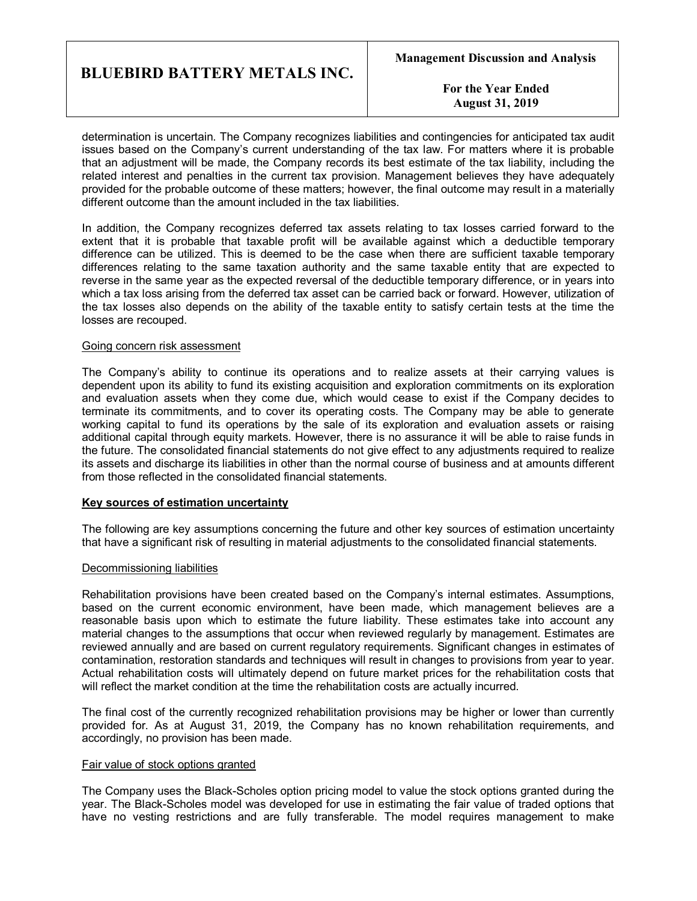determination is uncertain. The Company recognizes liabilities and contingencies for anticipated tax audit issues based on the Company's current understanding of the tax law. For matters where it is probable that an adjustment will be made, the Company records its best estimate of the tax liability, including the related interest and penalties in the current tax provision. Management believes they have adequately provided for the probable outcome of these matters; however, the final outcome may result in a materially different outcome than the amount included in the tax liabilities.

In addition, the Company recognizes deferred tax assets relating to tax losses carried forward to the extent that it is probable that taxable profit will be available against which a deductible temporary difference can be utilized. This is deemed to be the case when there are sufficient taxable temporary differences relating to the same taxation authority and the same taxable entity that are expected to reverse in the same year as the expected reversal of the deductible temporary difference, or in years into which a tax loss arising from the deferred tax asset can be carried back or forward. However, utilization of the tax losses also depends on the ability of the taxable entity to satisfy certain tests at the time the losses are recouped.

Going concern risk assessment

The Company's ability to continue its operations and to realize assets at their carrying values is dependent upon its ability to fund its existing acquisition and exploration commitments on its exploration and evaluation assets when they come due, which would cease to exist if the Company decides to terminate its commitments, and to cover its operating costs. The Company may be able to generate working capital to fund its operations by the sale of its exploration and evaluation assets or raising additional capital through equity markets. However, there is no assurance it will be able to raise funds in the future. The consolidated financial statements do not give effect to any adjustments required to realize its assets and discharge its liabilities in other than the normal course of business and at amounts different from those reflected in the consolidated financial statements.

**Key sources of estimation uncertainty**

The following are key assumptions concerning the future and other key sources of estimation uncertainty that have a significant risk of resulting in material adjustments to the consolidated financial statements.

Decommissioning liabilities

Rehabilitation provisions have been created based on the Company's internal estimates. Assumptions, based on the current economic environment, have been made, which management believes are a reasonable basis upon which to estimate the future liability. These estimates take into account any material changes to the assumptions that occur when reviewed regularly by management. Estimates are reviewed annually and are based on current regulatory requirements. Significant changes in estimates of contamination, restoration standards and techniques will result in changes to provisions from year to year. Actual rehabilitation costs will ultimately depend on future market prices for the rehabilitation costs that will reflect the market condition at the time the rehabilitation costs are actually incurred.

The final cost of the currently recognized rehabilitation provisions may be higher or lower than currently provided for. As at August 31, 2019, the Company has no known rehabilitation requirements, and accordingly, no provision has been made.

Fair value of stock options granted

The Company uses the Black-Scholes option pricing model to value the stock options granted during the year. The Black-Scholes model was developed for use in estimating the fair value of traded options that have no vesting restrictions and are fully transferable. The model requires management to make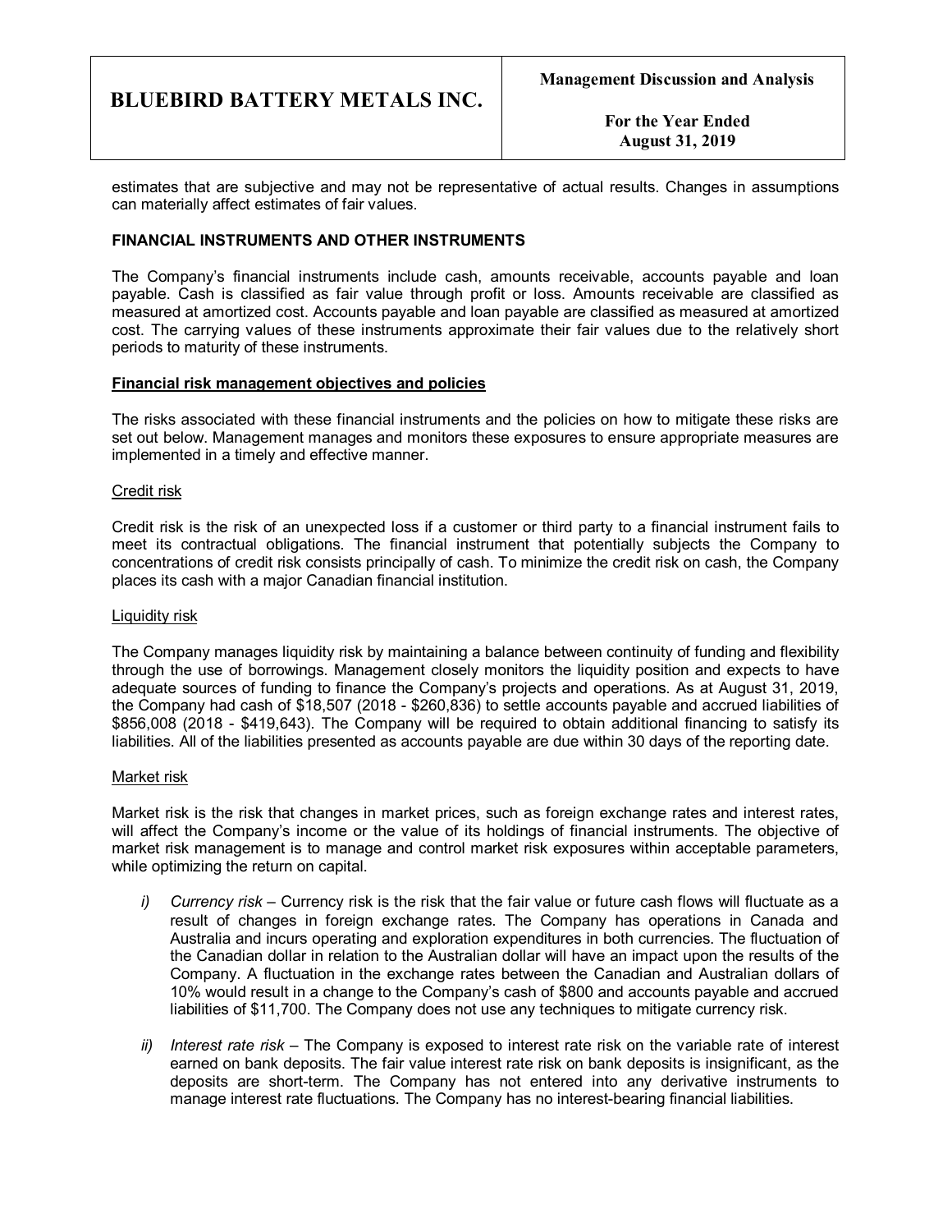estimates that are subjective and may not be representative of actual results. Changes in assumptions can materially affect estimates of fair values.

## FINANCIAL INSTRUMENTS AND OTHER INSTRUMENTS

The Company's financial instruments include cash, amounts receivable, accounts payable and loan payable. Cash is classified as fair value through profit or loss. Amounts receivable are classified as measured at amortized cost. Accounts payable and loan payable are classified as measured at amortized cost. The carrying values of these instruments approximate their fair values due to the relatively short periods to maturity of these instruments.

### Financial risk management objectives and policies

The risks associated with these financial instruments and the policies on how to mitigate these risks are set out below. Management manages and monitors these exposures to ensure appropriate measures are implemented in a timely and effective manner.

#### Credit risk

Credit risk is the risk of an unexpected loss if a customer or third party to a financial instrument fails to meet its contractual obligations. The financial instrument that potentially subjects the Company to concentrations of credit risk consists principally of cash. To minimize the credit risk on cash, the Company places its cash with a major Canadian financial institution.

#### Liquidity risk

The Company manages liquidity risk by maintaining a balance between continuity of funding and flexibility through the use of borrowings. Management closely monitors the liquidity position and expects to have adequate sources of funding to finance the Company's projects and operations. As at August 31, 2019, the Company had cash of $18,507 (2018 - $260,836) to settle accounts payable and accrued liabilities of $856,008 (2018 - $419,643). The Company will be required to obtain additional financing to satisfy its liabilities. All of the liabilities presented as accounts payable are due within 30 days of the reporting date.

#### Market risk

Market risk is the risk that changes in market prices, such as foreign exchange rates and interest rates, will affect the Company's income or the value of its holdings of financial instruments. The objective of market risk management is to manage and control market risk exposures within acceptable parameters, while optimizing the return on capital.

i) *Currency risk* – Currency risk is the risk that the fair value or future cash flows will fluctuate as a result of changes in foreign exchange rates. The Company has operations in Canada and Australia and incurs operating and exploration expenditures in both currencies. The fluctuation of the Canadian dollar in relation to the Australian dollar will have an impact upon the results of the Company. A fluctuation in the exchange rates between the Canadian and Australian dollars of 10% would result in a change to the Company's cash of $800 and accounts payable and accrued liabilities of $11,700. The Company does not use any techniques to mitigate currency risk.

ii) *Interest rate risk* – The Company is exposed to interest rate risk on the variable rate of interest earned on bank deposits. The fair value interest rate risk on bank deposits is insignificant, as the deposits are short-term. The Company has not entered into any derivative instruments to manage interest rate fluctuations. The Company has no interest-bearing financial liabilities.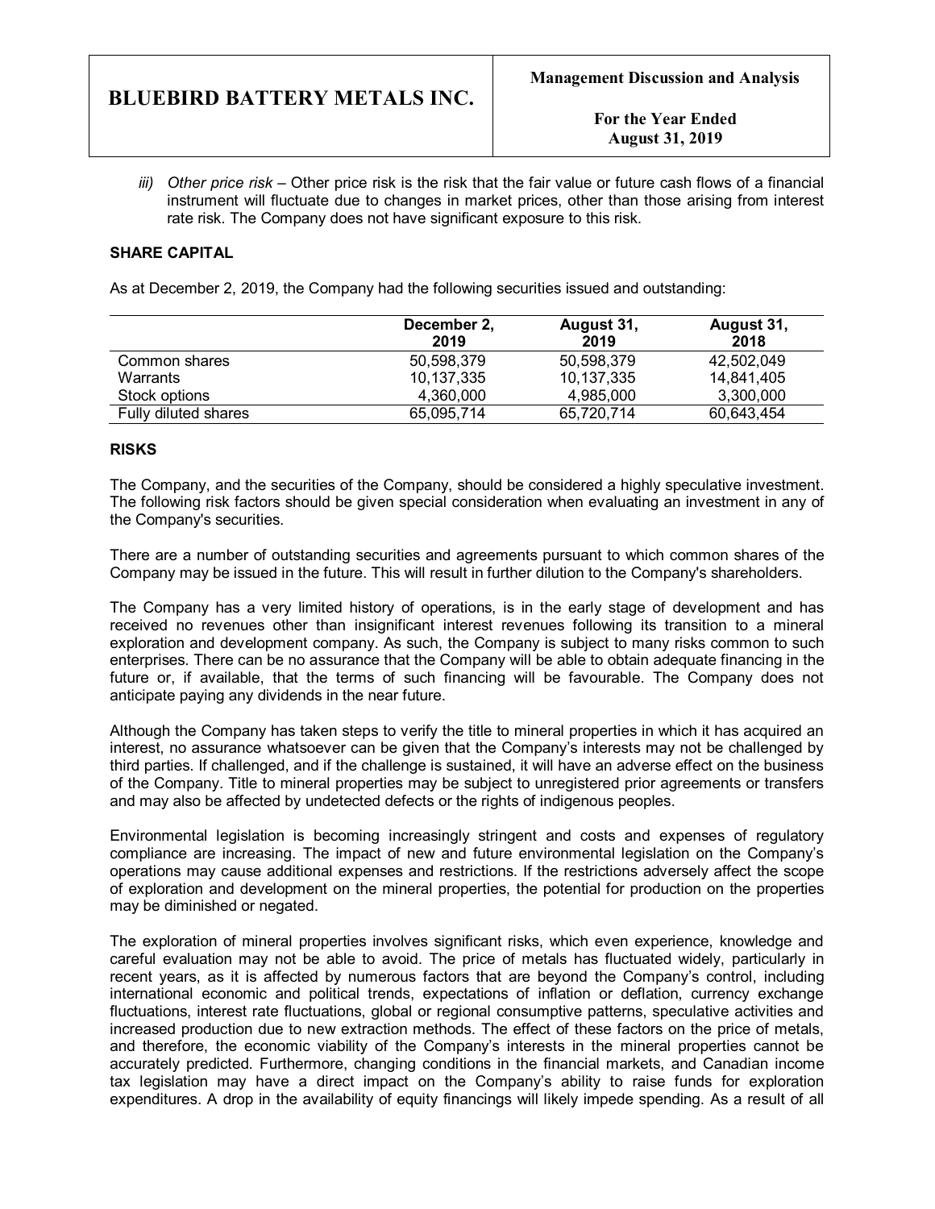*iii) Other price risk* – Other price risk is the risk that the fair value or future cash flows of a financial instrument will fluctuate due to changes in market prices, other than those arising from interest rate risk. The Company does not have significant exposure to this risk.

**SHARE CAPITAL**

As at December 2, 2019, the Company had the following securities issued and outstanding:

| | December 2, 2019 | August 31, 2019 | August 31, 2018 |
|---|---|---|---|
| Common shares | 50,598,379 | 50,598,379 | 42,502,049 |
| Warrants | 10,137,335 | 10,137,335 | 14,841,405 |
| Stock options | 4,360,000 | 4,985,000 | 3,300,000 |
| Fully diluted shares | 65,095,714 | 65,720,714 | 60,643,454 |

**RISKS**

The Company, and the securities of the Company, should be considered a highly speculative investment. The following risk factors should be given special consideration when evaluating an investment in any of the Company's securities.

There are a number of outstanding securities and agreements pursuant to which common shares of the Company may be issued in the future. This will result in further dilution to the Company's shareholders.

The Company has a very limited history of operations, is in the early stage of development and has received no revenues other than insignificant interest revenues following its transition to a mineral exploration and development company. As such, the Company is subject to many risks common to such enterprises. There can be no assurance that the Company will be able to obtain adequate financing in the future or, if available, that the terms of such financing will be favourable. The Company does not anticipate paying any dividends in the near future.

Although the Company has taken steps to verify the title to mineral properties in which it has acquired an interest, no assurance whatsoever can be given that the Company's interests may not be challenged by third parties. If challenged, and if the challenge is sustained, it will have an adverse effect on the business of the Company. Title to mineral properties may be subject to unregistered prior agreements or transfers and may also be affected by undetected defects or the rights of indigenous peoples.

Environmental legislation is becoming increasingly stringent and costs and expenses of regulatory compliance are increasing. The impact of new and future environmental legislation on the Company's operations may cause additional expenses and restrictions. If the restrictions adversely affect the scope of exploration and development on the mineral properties, the potential for production on the properties may be diminished or negated.

The exploration of mineral properties involves significant risks, which even experience, knowledge and careful evaluation may not be able to avoid. The price of metals has fluctuated widely, particularly in recent years, as it is affected by numerous factors that are beyond the Company's control, including international economic and political trends, expectations of inflation or deflation, currency exchange fluctuations, interest rate fluctuations, global or regional consumptive patterns, speculative activities and increased production due to new extraction methods. The effect of these factors on the price of metals, and therefore, the economic viability of the Company's interests in the mineral properties cannot be accurately predicted. Furthermore, changing conditions in the financial markets, and Canadian income tax legislation may have a direct impact on the Company's ability to raise funds for exploration expenditures. A drop in the availability of equity financings will likely impede spending. As a result of all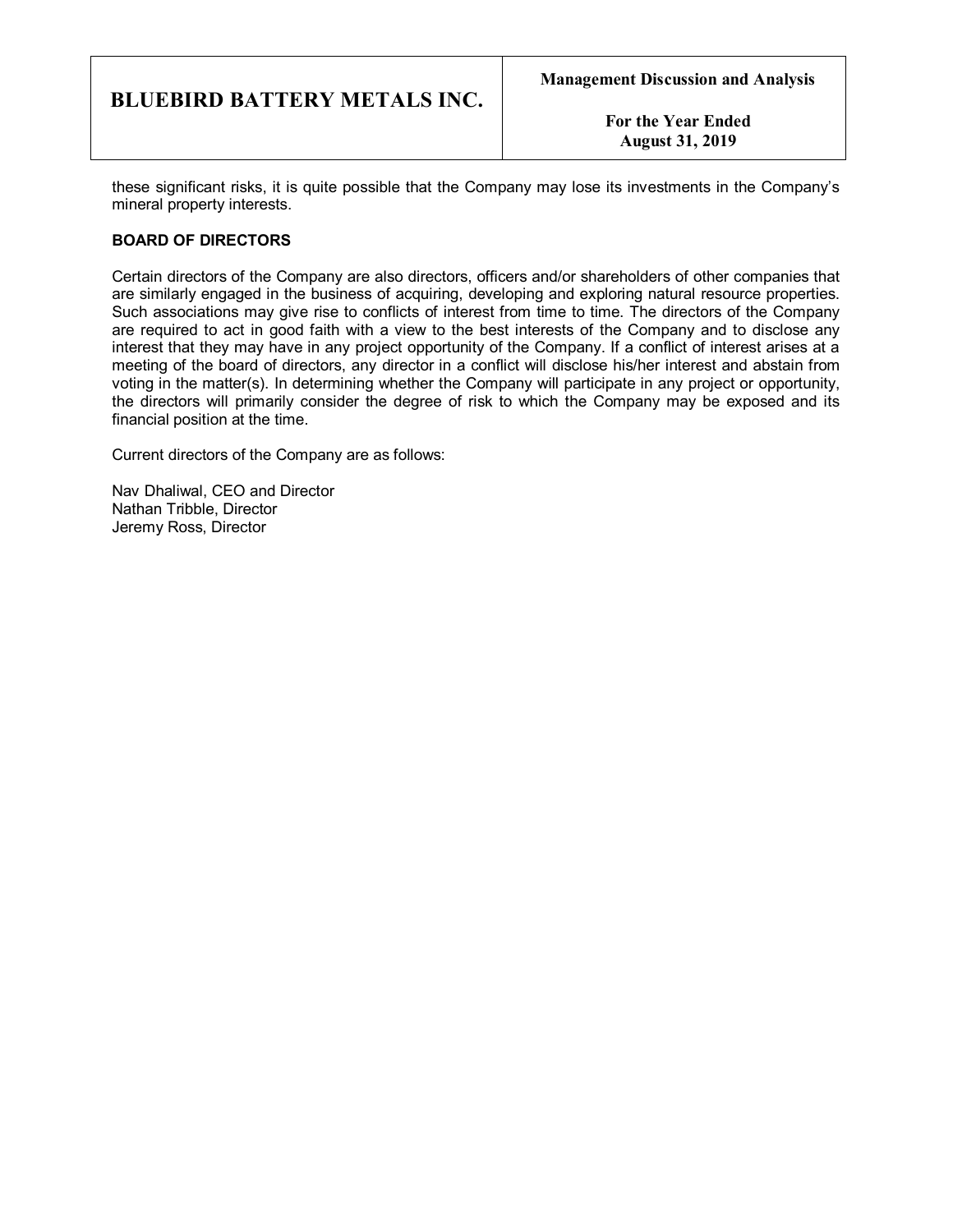these significant risks, it is quite possible that the Company may lose its investments in the Company's mineral property interests.

**BOARD OF DIRECTORS**

Certain directors of the Company are also directors, officers and/or shareholders of other companies that are similarly engaged in the business of acquiring, developing and exploring natural resource properties. Such associations may give rise to conflicts of interest from time to time. The directors of the Company are required to act in good faith with a view to the best interests of the Company and to disclose any interest that they may have in any project opportunity of the Company. If a conflict of interest arises at a meeting of the board of directors, any director in a conflict will disclose his/her interest and abstain from voting in the matter(s). In determining whether the Company will participate in any project or opportunity, the directors will primarily consider the degree of risk to which the Company may be exposed and its financial position at the time.

Current directors of the Company are as follows:

Nav Dhaliwal, CEO and Director
Nathan Tribble, Director
Jeremy Ross, Director